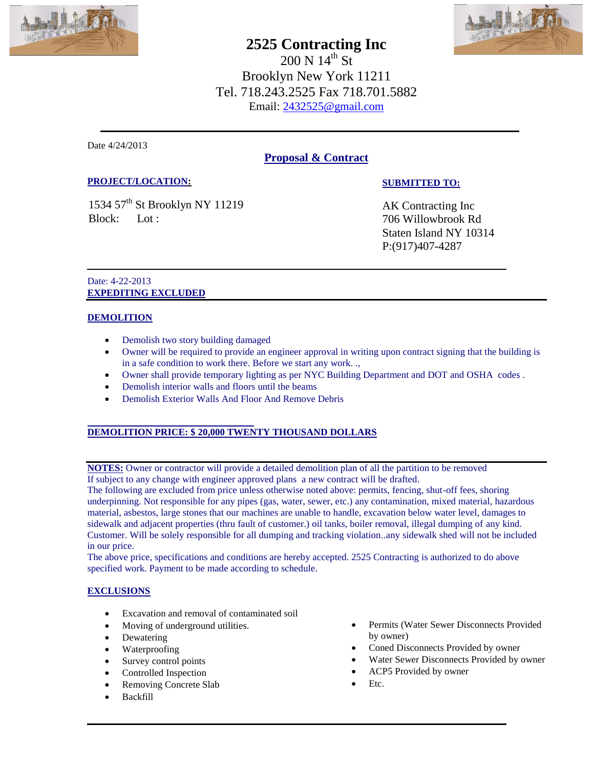# 2525 Contracting Inc

200 N 14th St
Brooklyn New York 11211
Tel. 718.243.2525 Fax 718.701.5882
Email: 2432525@gmail.com

---

Date 4/24/2013

## Proposal & Contract

**PROJECT/LOCATION:**

1534 57th St Brooklyn NY 11219
Block:     Lot :

**SUBMITTED TO:**

AK Contracting Inc
706 Willowbrook Rd
Staten Island NY 10314
P:(917)407-4287

---

Date: 4-22-2013
**EXPEDITING EXCLUDED**

**DEMOLITION**

- Demolish two story building damaged
- Owner will be required to provide an engineer approval in writing upon contract signing that the building is in a safe condition to work there. Before we start any work. .,
- Owner shall provide temporary lighting as per NYC Building Department and DOT and OSHA codes .
- Demolish interior walls and floors until the beams
- Demolish Exterior Walls And Floor And Remove Debris

**DEMOLITION PRICE: $ 20,000 TWENTY THOUSAND DOLLARS**

---

**NOTES:** Owner or contractor will provide a detailed demolition plan of all the partition to be removed
If subject to any change with engineer approved plans a new contract will be drafted.
The following are excluded from price unless otherwise noted above: permits, fencing, shut-off fees, shoring underpinning. Not responsible for any pipes (gas, water, sewer, etc.) any contamination, mixed material, hazardous material, asbestos, large stones that our machines are unable to handle, excavation below water level, damages to sidewalk and adjacent properties (thru fault of customer.) oil tanks, boiler removal, illegal dumping of any kind. Customer. Will be solely responsible for all dumping and tracking violation..any sidewalk shed will not be included in our price.
The above price, specifications and conditions are hereby accepted. 2525 Contracting is authorized to do above specified work. Payment to be made according to schedule.

**EXCLUSIONS**

- Excavation and removal of contaminated soil
- Moving of underground utilities.
- Dewatering
- Waterproofing
- Survey control points
- Controlled Inspection
- Removing Concrete Slab
- Backfill
- Permits (Water Sewer Disconnects Provided by owner)
- Coned Disconnects Provided by owner
- Water Sewer Disconnects Provided by owner
- ACP5 Provided by owner
- Etc.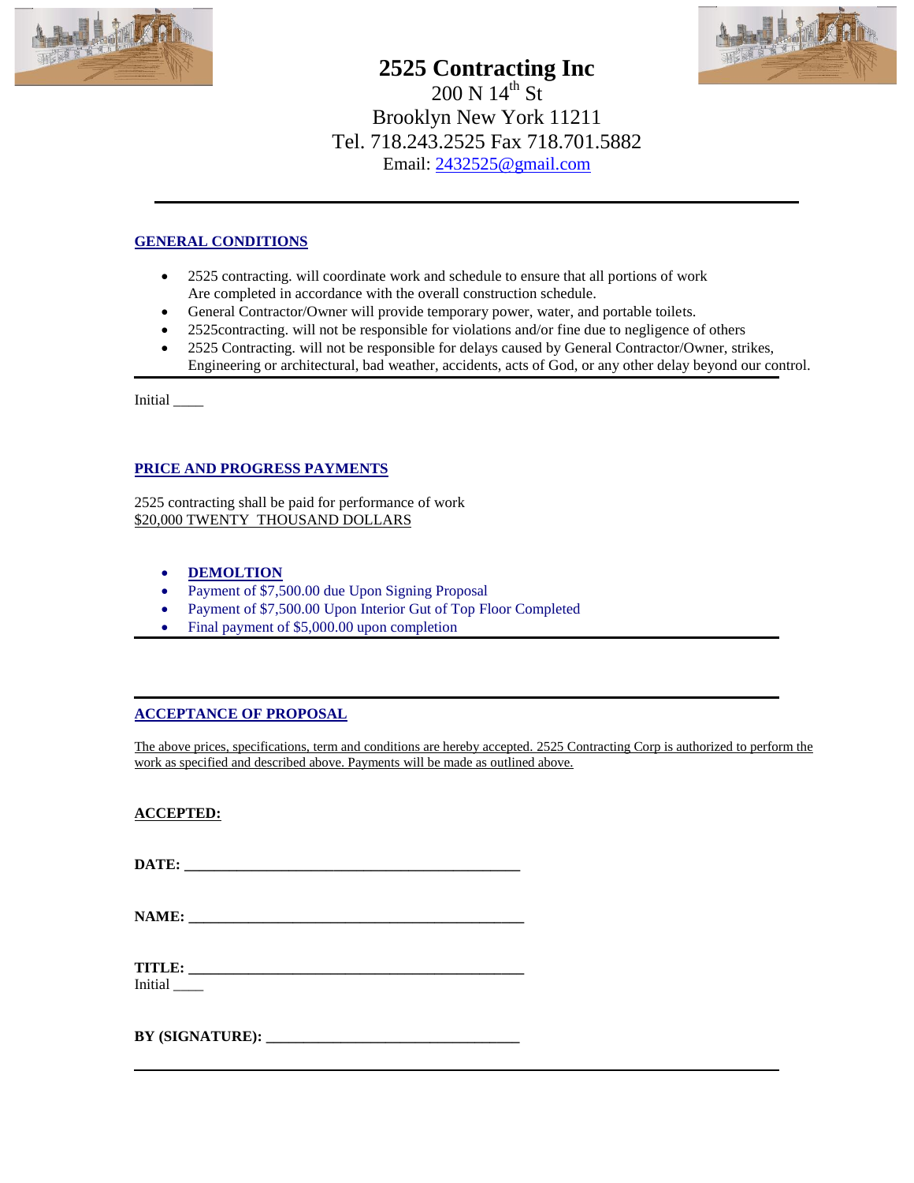# 2525 Contracting Inc

200 N 14th St
Brooklyn New York 11211
Tel. 718.243.2525 Fax 718.701.5882
Email: 2432525@gmail.com

---

## GENERAL CONDITIONS

- 2525 contracting. will coordinate work and schedule to ensure that all portions of work Are completed in accordance with the overall construction schedule.
- General Contractor/Owner will provide temporary power, water, and portable toilets.
- 2525contracting. will not be responsible for violations and/or fine due to negligence of others
- 2525 Contracting. will not be responsible for delays caused by General Contractor/Owner, strikes, Engineering or architectural, bad weather, accidents, acts of God, or any other delay beyond our control.

---

Initial ____

## PRICE AND PROGRESS PAYMENTS

2525 contracting shall be paid for performance of work
$20,000 TWENTY THOUSAND DOLLARS

- **DEMOLTION**
- Payment of $7,500.00 due Upon Signing Proposal
- Payment of $7,500.00 Upon Interior Gut of Top Floor Completed
- Final payment of $5,000.00 upon completion

---

---

## ACCEPTANCE OF PROPOSAL

The above prices, specifications, term and conditions are hereby accepted. 2525 Contracting Corp is authorized to perform the work as specified and described above. Payments will be made as outlined above.

**ACCEPTED:**

**DATE: ____________________________________________**

**NAME: ____________________________________________**

**TITLE: ____________________________________________**
Initial ____

**BY (SIGNATURE): ________________________________**

---